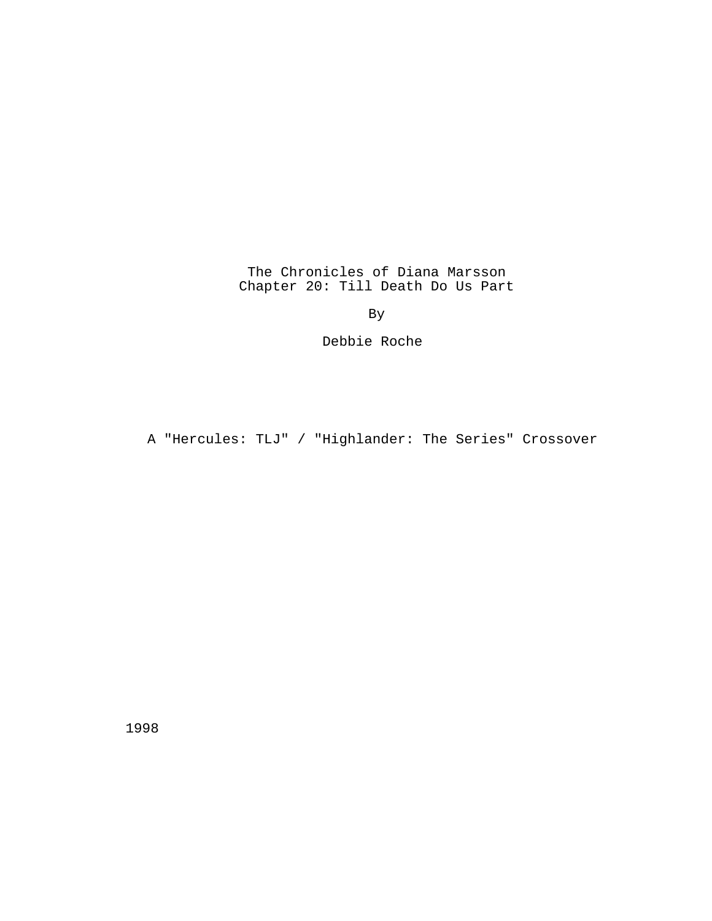# The Chronicles of Diana Marsson
## Chapter 20: Till Death Do Us Part

By

Debbie Roche

A "Hercules: TLJ" / "Highlander: The Series" Crossover

1998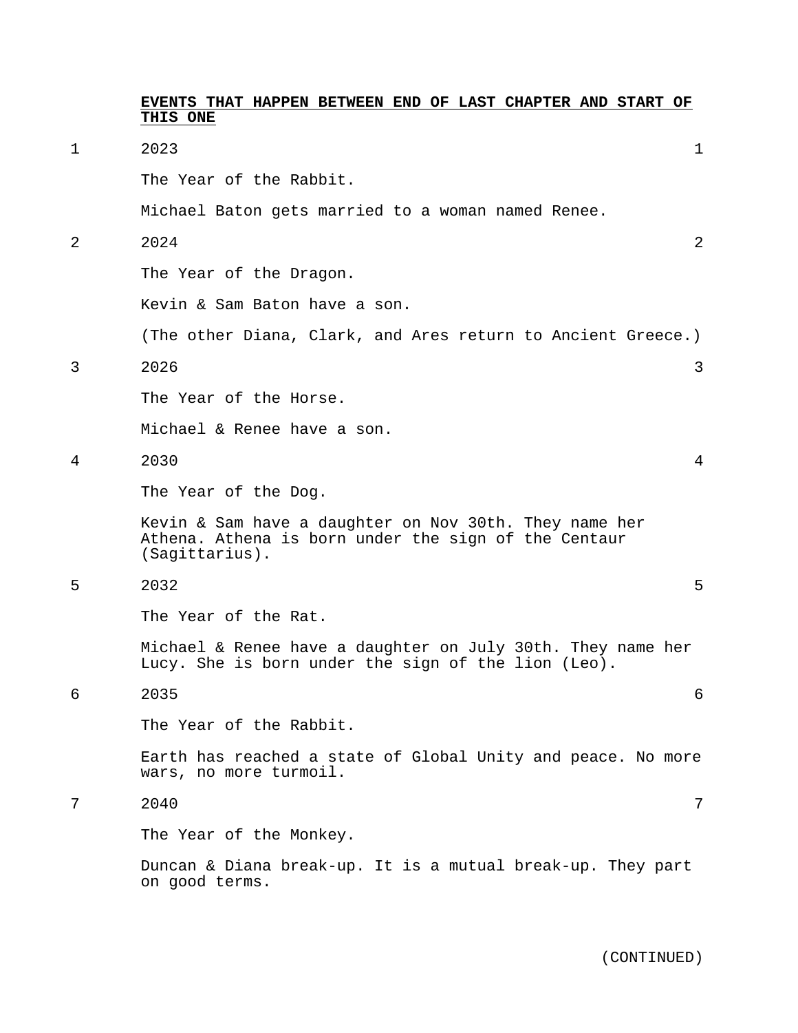**EVENTS THAT HAPPEN BETWEEN END OF LAST CHAPTER AND START OF THIS ONE**

1 2023 1

The Year of the Rabbit.

Michael Baton gets married to a woman named Renee.

2 2024 2

The Year of the Dragon.

Kevin & Sam Baton have a son.

(The other Diana, Clark, and Ares return to Ancient Greece.)

3 2026 3

The Year of the Horse.

Michael & Renee have a son.

4 2030 4

The Year of the Dog.

Kevin & Sam have a daughter on Nov 30th. They name her Athena. Athena is born under the sign of the Centaur (Sagittarius).

5 2032 5

The Year of the Rat.

Michael & Renee have a daughter on July 30th. They name her Lucy. She is born under the sign of the lion (Leo).

6 2035 6

The Year of the Rabbit.

Earth has reached a state of Global Unity and peace. No more wars, no more turmoil.

7 2040 7

The Year of the Monkey.

Duncan & Diana break-up. It is a mutual break-up. They part on good terms.

(CONTINUED)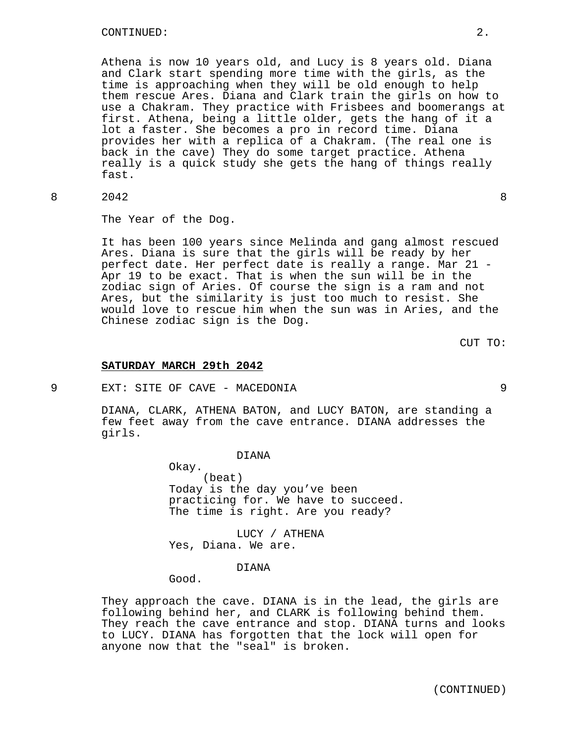Athena is now 10 years old, and Lucy is 8 years old. Diana and Clark start spending more time with the girls, as the time is approaching when they will be old enough to help them rescue Ares. Diana and Clark train the girls on how to use a Chakram. They practice with Frisbees and boomerangs at first. Athena, being a little older, gets the hang of it a lot a faster. She becomes a pro in record time. Diana provides her with a replica of a Chakram. (The real one is back in the cave) They do some target practice. Athena really is a quick study she gets the hang of things really fast.

8 2042 8

The Year of the Dog.

It has been 100 years since Melinda and gang almost rescued Ares. Diana is sure that the girls will be ready by her perfect date. Her perfect date is really a range. Mar 21 - Apr 19 to be exact. That is when the sun will be in the zodiac sign of Aries. Of course the sign is a ram and not Ares, but the similarity is just too much to resist. She would love to rescue him when the sun was in Aries, and the Chinese zodiac sign is the Dog.

CUT TO:

**SATURDAY MARCH 29th 2042**

9 EXT: SITE OF CAVE - MACEDONIA 9

DIANA, CLARK, ATHENA BATON, and LUCY BATON, are standing a few feet away from the cave entrance. DIANA addresses the girls.

DIANA
Okay.
(beat)
Today is the day you've been practicing for. We have to succeed. The time is right. Are you ready?

LUCY / ATHENA
Yes, Diana. We are.

DIANA
Good.

They approach the cave. DIANA is in the lead, the girls are following behind her, and CLARK is following behind them. They reach the cave entrance and stop. DIANA turns and looks to LUCY. DIANA has forgotten that the lock will open for anyone now that the "seal" is broken.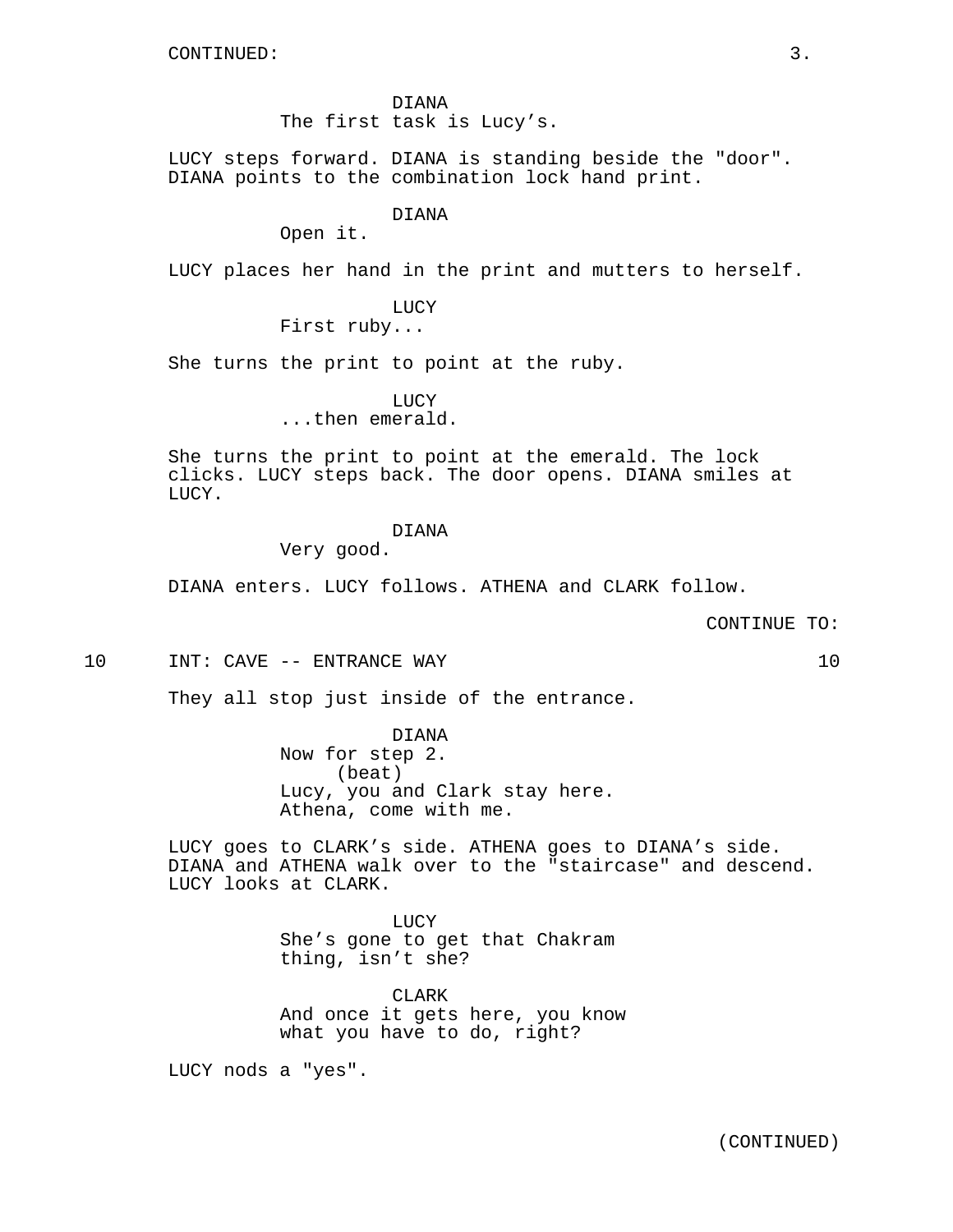DIANA
The first task is Lucy's.

LUCY steps forward. DIANA is standing beside the "door". DIANA points to the combination lock hand print.

DIANA
Open it.

LUCY places her hand in the print and mutters to herself.

LUCY
First ruby...

She turns the print to point at the ruby.

LUCY
...then emerald.

She turns the print to point at the emerald. The lock clicks. LUCY steps back. The door opens. DIANA smiles at LUCY.

DIANA
Very good.

DIANA enters. LUCY follows. ATHENA and CLARK follow.

CONTINUE TO:

10 INT: CAVE -- ENTRANCE WAY 10

They all stop just inside of the entrance.

DIANA
Now for step 2.
(beat)
Lucy, you and Clark stay here.
Athena, come with me.

LUCY goes to CLARK's side. ATHENA goes to DIANA's side. DIANA and ATHENA walk over to the "staircase" and descend. LUCY looks at CLARK.

LUCY
She's gone to get that Chakram
thing, isn't she?

CLARK
And once it gets here, you know
what you have to do, right?

LUCY nods a "yes".

(CONTINUED)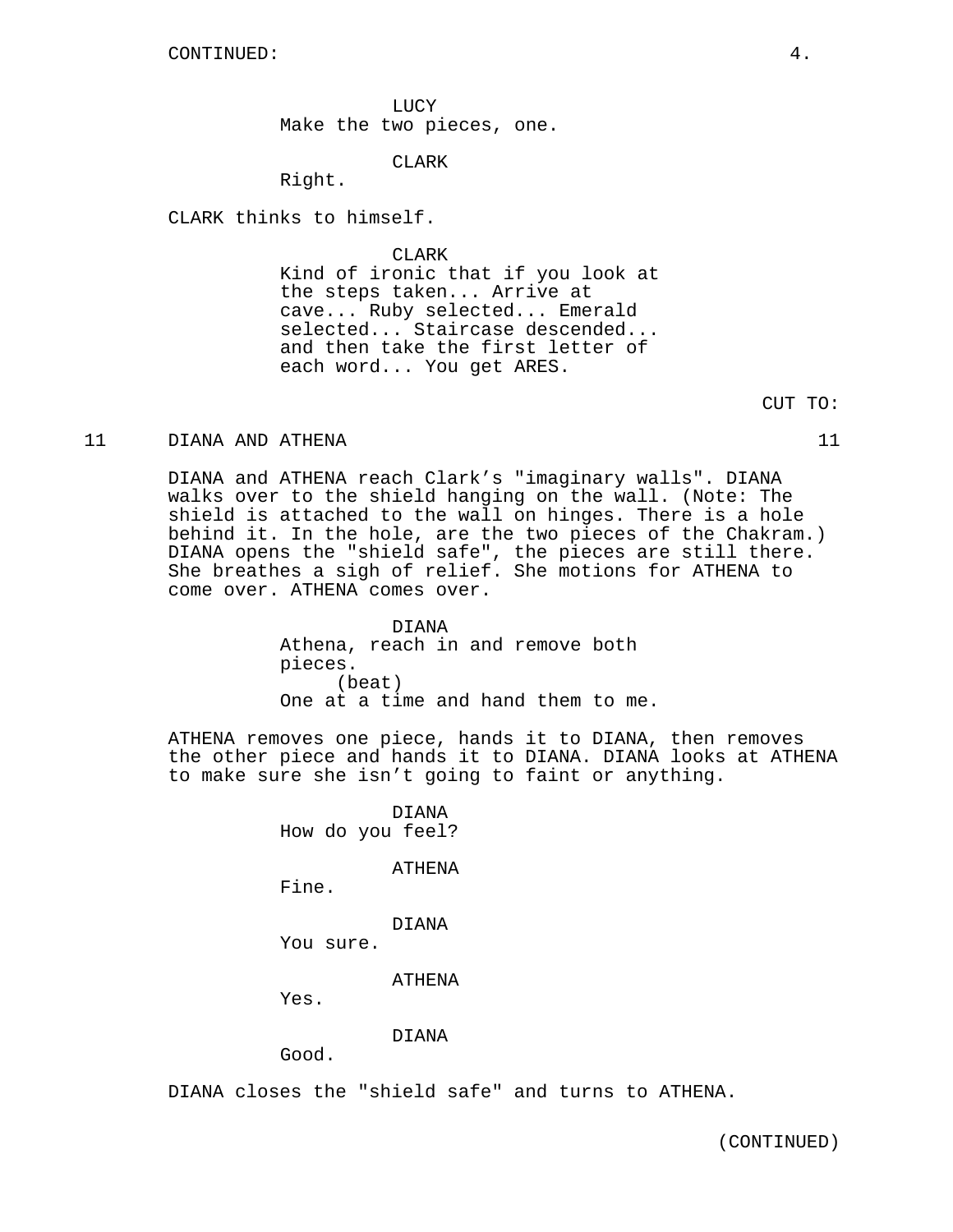CONTINUED:

LUCY
Make the two pieces, one.

CLARK
Right.

CLARK thinks to himself.

CLARK
Kind of ironic that if you look at the steps taken... Arrive at cave... Ruby selected... Emerald selected... Staircase descended... and then take the first letter of each word... You get ARES.

CUT TO:

11 DIANA AND ATHENA 11

DIANA and ATHENA reach Clark's "imaginary walls". DIANA walks over to the shield hanging on the wall. (Note: The shield is attached to the wall on hinges. There is a hole behind it. In the hole, are the two pieces of the Chakram.) DIANA opens the "shield safe", the pieces are still there. She breathes a sigh of relief. She motions for ATHENA to come over. ATHENA comes over.

DIANA
Athena, reach in and remove both pieces.
(beat)
One at a time and hand them to me.

ATHENA removes one piece, hands it to DIANA, then removes the other piece and hands it to DIANA. DIANA looks at ATHENA to make sure she isn't going to faint or anything.

DIANA
How do you feel?

ATHENA
Fine.

DIANA
You sure.

ATHENA
Yes.

DIANA
Good.

DIANA closes the "shield safe" and turns to ATHENA.

(CONTINUED)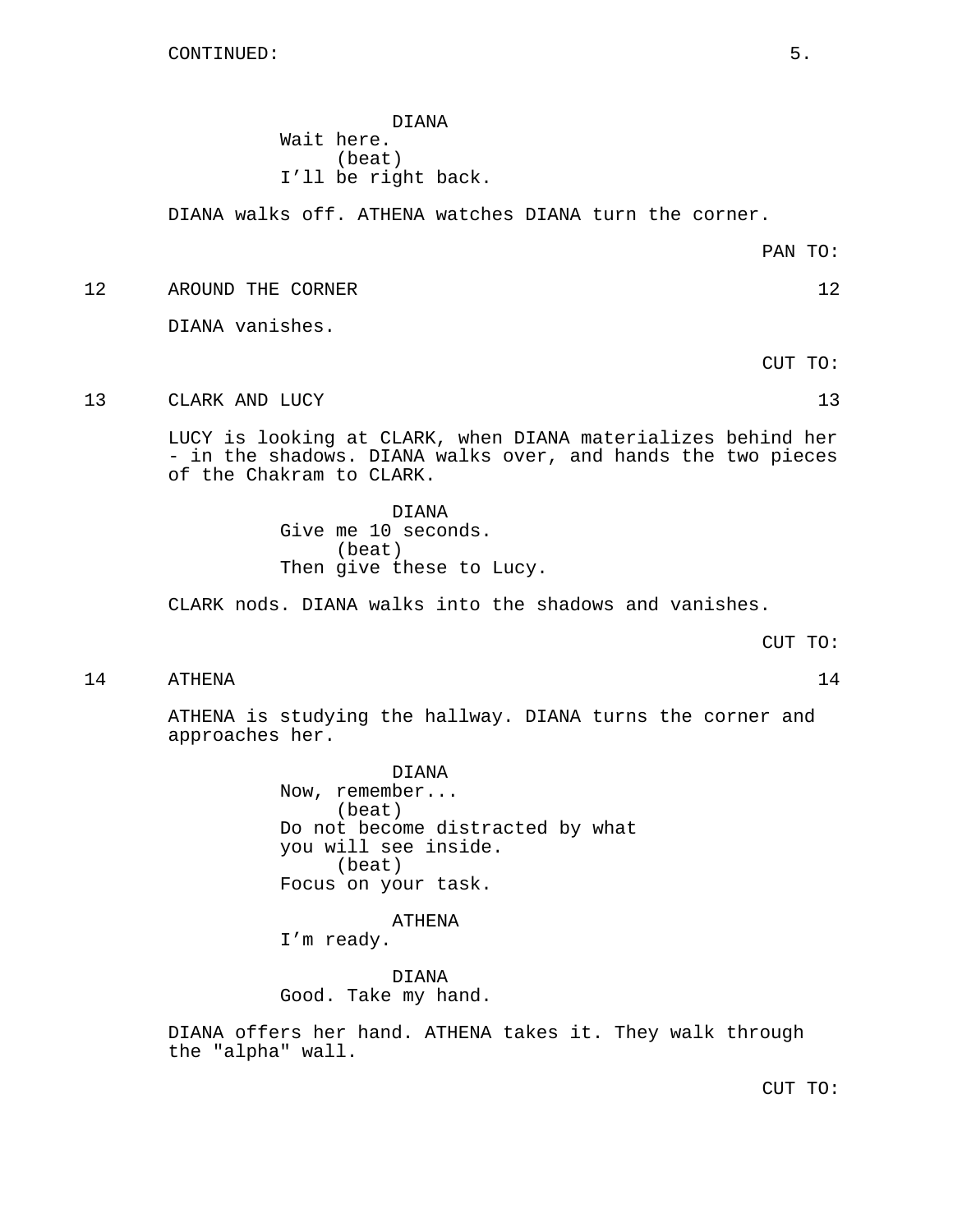CONTINUED:

DIANA
Wait here.
(beat)
I'll be right back.

DIANA walks off. ATHENA watches DIANA turn the corner.

PAN TO:

12 AROUND THE CORNER 12

DIANA vanishes.

CUT TO:

13 CLARK AND LUCY 13

LUCY is looking at CLARK, when DIANA materializes behind her - in the shadows. DIANA walks over, and hands the two pieces of the Chakram to CLARK.

DIANA
Give me 10 seconds.
(beat)
Then give these to Lucy.

CLARK nods. DIANA walks into the shadows and vanishes.

CUT TO:

14 ATHENA 14

ATHENA is studying the hallway. DIANA turns the corner and approaches her.

DIANA
Now, remember...
(beat)
Do not become distracted by what you will see inside.
(beat)
Focus on your task.

ATHENA
I'm ready.

DIANA
Good. Take my hand.

DIANA offers her hand. ATHENA takes it. They walk through the "alpha" wall.

CUT TO: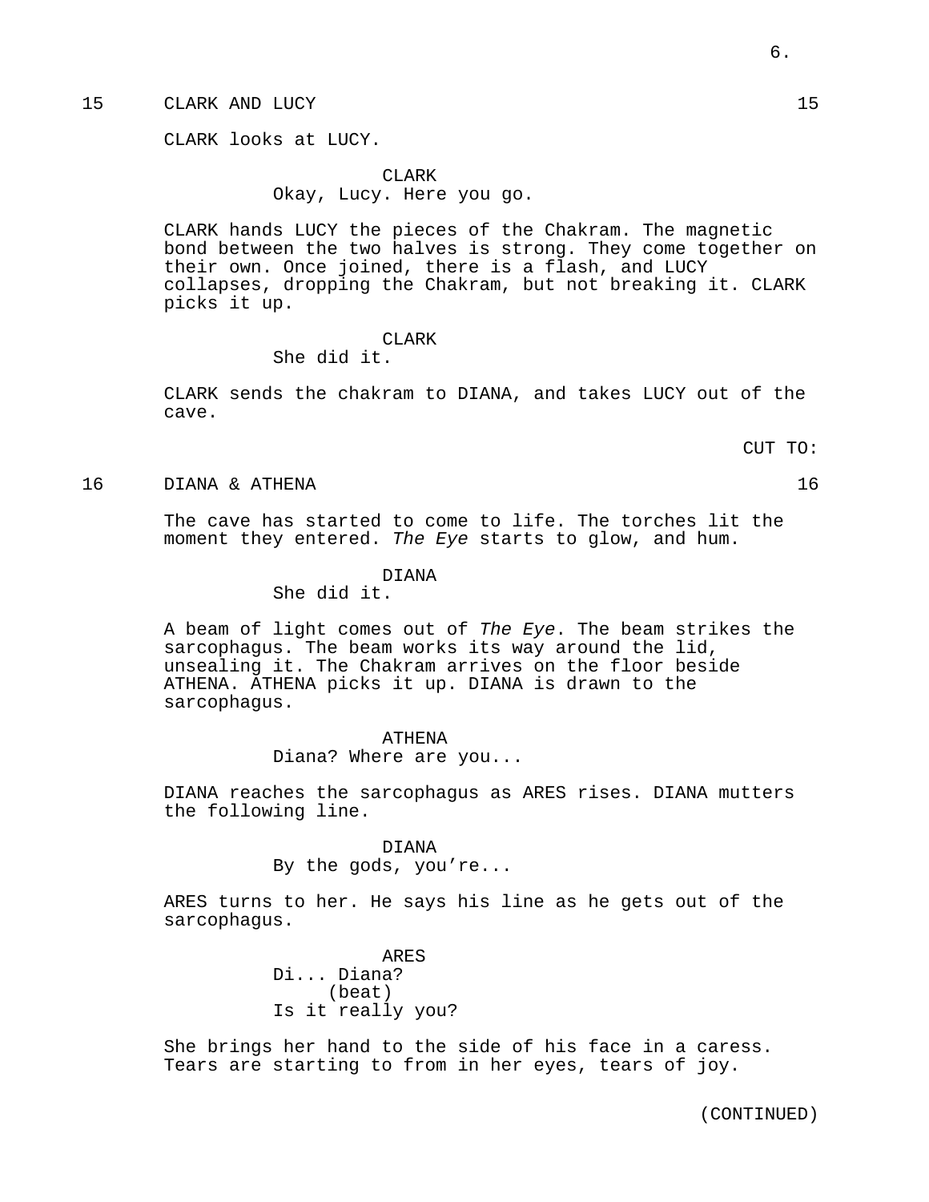## 15 CLARK AND LUCY 15

CLARK looks at LUCY.

CLARK
Okay, Lucy. Here you go.

CLARK hands LUCY the pieces of the Chakram. The magnetic bond between the two halves is strong. They come together on their own. Once joined, there is a flash, and LUCY collapses, dropping the Chakram, but not breaking it. CLARK picks it up.

CLARK
She did it.

CLARK sends the chakram to DIANA, and takes LUCY out of the cave.

CUT TO:

## 16 DIANA & ATHENA 16

The cave has started to come to life. The torches lit the moment they entered. *The Eye* starts to glow, and hum.

DIANA
She did it.

A beam of light comes out of *The Eye*. The beam strikes the sarcophagus. The beam works its way around the lid, unsealing it. The Chakram arrives on the floor beside ATHENA. ATHENA picks it up. DIANA is drawn to the sarcophagus.

ATHENA
Diana? Where are you...

DIANA reaches the sarcophagus as ARES rises. DIANA mutters the following line.

DIANA
By the gods, you’re...

ARES turns to her. He says his line as he gets out of the sarcophagus.

ARES
Di... Diana?
(beat)
Is it really you?

She brings her hand to the side of his face in a caress. Tears are starting to from in her eyes, tears of joy.

(CONTINUED)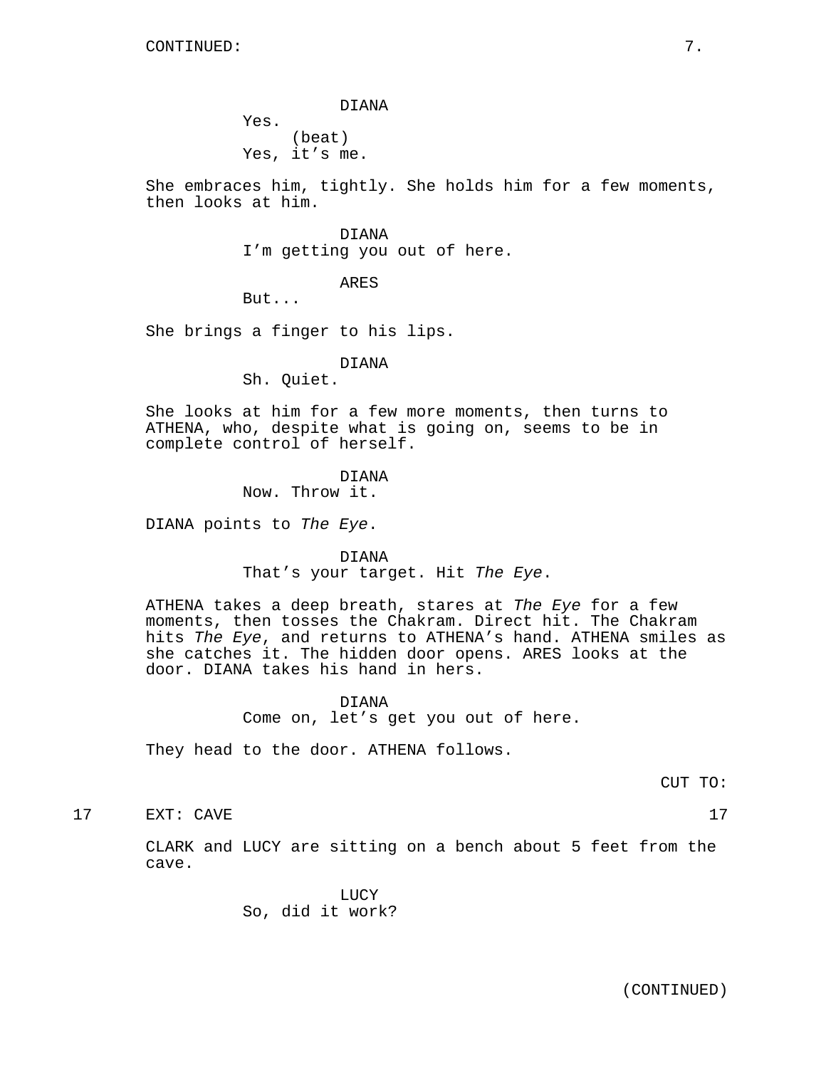CONTINUED:

DIANA
Yes.
(beat)
Yes, it's me.

She embraces him, tightly. She holds him for a few moments, then looks at him.

DIANA
I'm getting you out of here.

ARES
But...

She brings a finger to his lips.

DIANA
Sh. Quiet.

She looks at him for a few more moments, then turns to ATHENA, who, despite what is going on, seems to be in complete control of herself.

DIANA
Now. Throw it.

DIANA points to *The Eye*.

DIANA
That's your target. Hit *The Eye*.

ATHENA takes a deep breath, stares at *The Eye* for a few moments, then tosses the Chakram. Direct hit. The Chakram hits *The Eye*, and returns to ATHENA's hand. ATHENA smiles as she catches it. The hidden door opens. ARES looks at the door. DIANA takes his hand in hers.

DIANA
Come on, let's get you out of here.

They head to the door. ATHENA follows.

CUT TO:

17 EXT: CAVE 17

CLARK and LUCY are sitting on a bench about 5 feet from the cave.

LUCY
So, did it work?

(CONTINUED)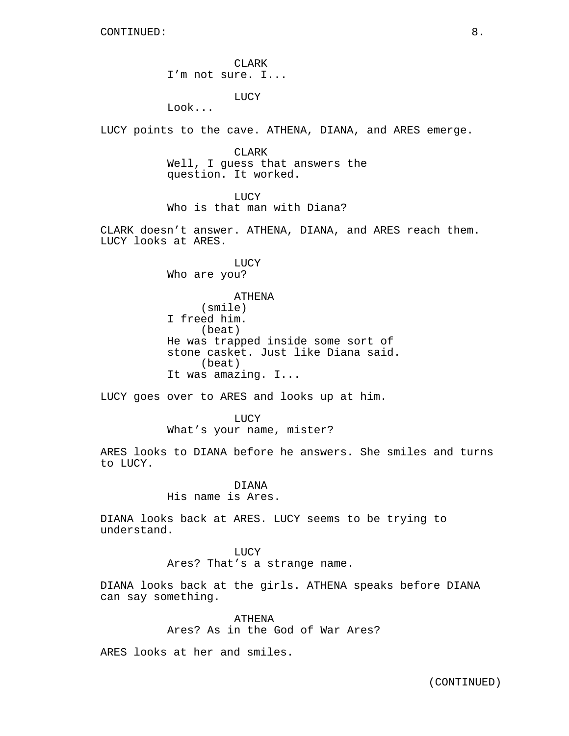CLARK
I'm not sure. I...

LUCY
Look...

LUCY points to the cave. ATHENA, DIANA, and ARES emerge.

CLARK
Well, I guess that answers the question. It worked.

LUCY
Who is that man with Diana?

CLARK doesn't answer. ATHENA, DIANA, and ARES reach them. LUCY looks at ARES.

LUCY
Who are you?

ATHENA
(smile)
I freed him.
(beat)
He was trapped inside some sort of stone casket. Just like Diana said.
(beat)
It was amazing. I...

LUCY goes over to ARES and looks up at him.

LUCY
What's your name, mister?

ARES looks to DIANA before he answers. She smiles and turns to LUCY.

DIANA
His name is Ares.

DIANA looks back at ARES. LUCY seems to be trying to understand.

LUCY
Ares? That's a strange name.

DIANA looks back at the girls. ATHENA speaks before DIANA can say something.

ATHENA
Ares? As in the God of War Ares?

ARES looks at her and smiles.

(CONTINUED)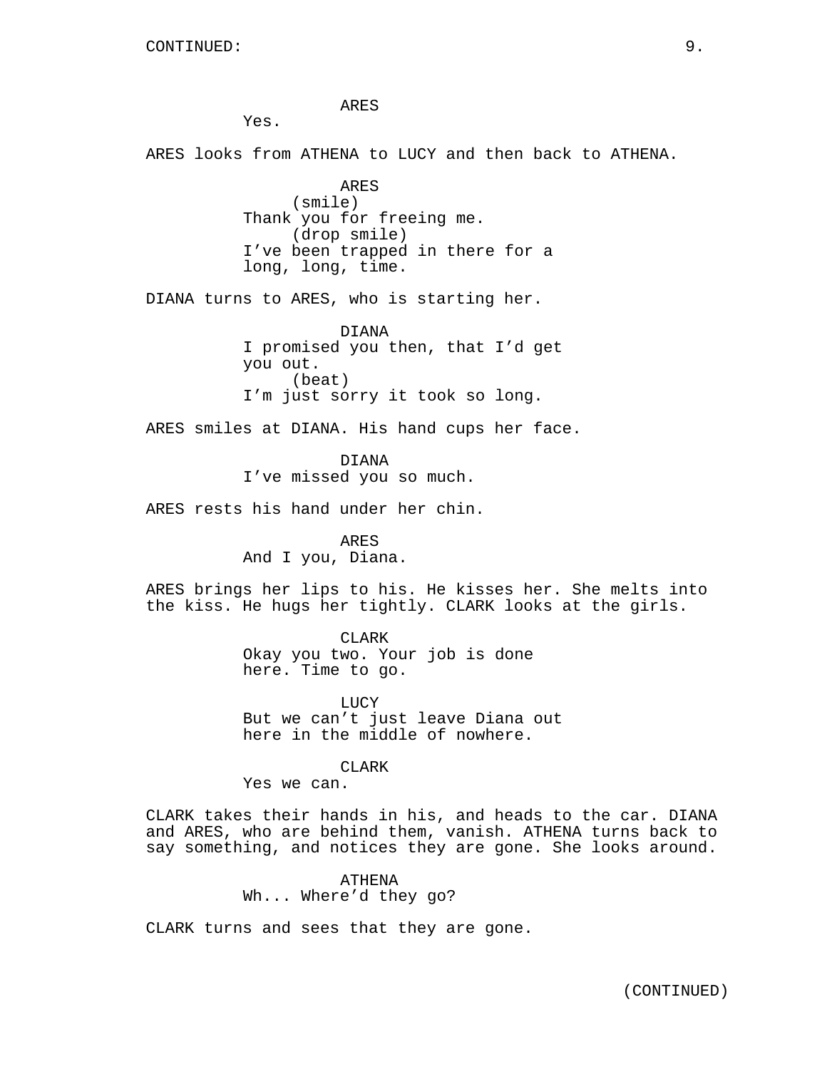ARES
Yes.

ARES looks from ATHENA to LUCY and then back to ATHENA.

ARES
(smile)
Thank you for freeing me.
(drop smile)
I've been trapped in there for a long, long, time.

DIANA turns to ARES, who is starting her.

DIANA
I promised you then, that I'd get you out.
(beat)
I'm just sorry it took so long.

ARES smiles at DIANA. His hand cups her face.

DIANA
I've missed you so much.

ARES rests his hand under her chin.

ARES
And I you, Diana.

ARES brings her lips to his. He kisses her. She melts into the kiss. He hugs her tightly. CLARK looks at the girls.

CLARK
Okay you two. Your job is done here. Time to go.

LUCY
But we can't just leave Diana out here in the middle of nowhere.

CLARK
Yes we can.

CLARK takes their hands in his, and heads to the car. DIANA and ARES, who are behind them, vanish. ATHENA turns back to say something, and notices they are gone. She looks around.

ATHENA
Wh... Where'd they go?

CLARK turns and sees that they are gone.

(CONTINUED)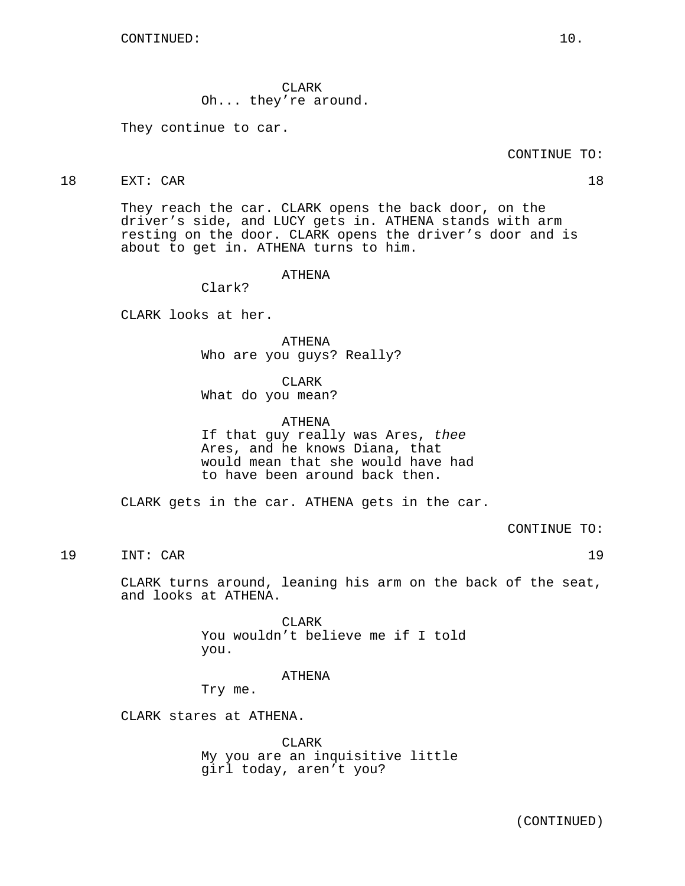CONTINUED:

CLARK
Oh... they're around.

They continue to car.

CONTINUE TO:

18 EXT: CAR 18

They reach the car. CLARK opens the back door, on the driver's side, and LUCY gets in. ATHENA stands with arm resting on the door. CLARK opens the driver's door and is about to get in. ATHENA turns to him.

ATHENA
Clark?

CLARK looks at her.

ATHENA
Who are you guys? Really?

CLARK
What do you mean?

ATHENA
If that guy really was Ares, *thee* Ares, and he knows Diana, that would mean that she would have had to have been around back then.

CLARK gets in the car. ATHENA gets in the car.

CONTINUE TO:

19 INT: CAR 19

CLARK turns around, leaning his arm on the back of the seat, and looks at ATHENA.

CLARK
You wouldn't believe me if I told you.

ATHENA
Try me.

CLARK stares at ATHENA.

CLARK
My you are an inquisitive little girl today, aren't you?

(CONTINUED)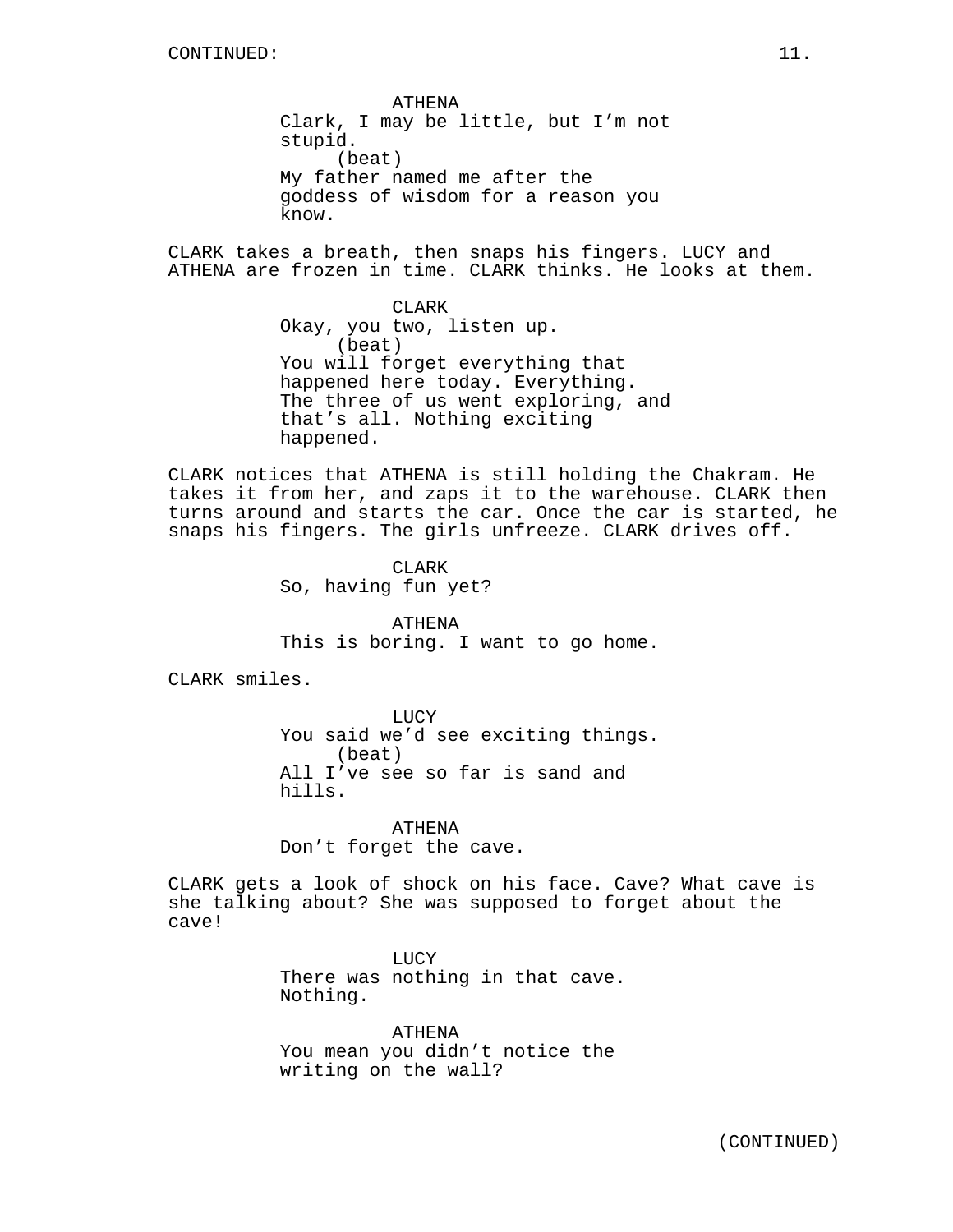ATHENA
Clark, I may be little, but I'm not stupid.
(beat)
My father named me after the goddess of wisdom for a reason you know.

CLARK takes a breath, then snaps his fingers. LUCY and ATHENA are frozen in time. CLARK thinks. He looks at them.

CLARK
Okay, you two, listen up.
(beat)
You will forget everything that happened here today. Everything. The three of us went exploring, and that's all. Nothing exciting happened.

CLARK notices that ATHENA is still holding the Chakram. He takes it from her, and zaps it to the warehouse. CLARK then turns around and starts the car. Once the car is started, he snaps his fingers. The girls unfreeze. CLARK drives off.

CLARK
So, having fun yet?

ATHENA
This is boring. I want to go home.

CLARK smiles.

LUCY
You said we'd see exciting things.
(beat)
All I've see so far is sand and hills.

ATHENA
Don't forget the cave.

CLARK gets a look of shock on his face. Cave? What cave is she talking about? She was supposed to forget about the cave!

LUCY
There was nothing in that cave. Nothing.

ATHENA
You mean you didn't notice the writing on the wall?

(CONTINUED)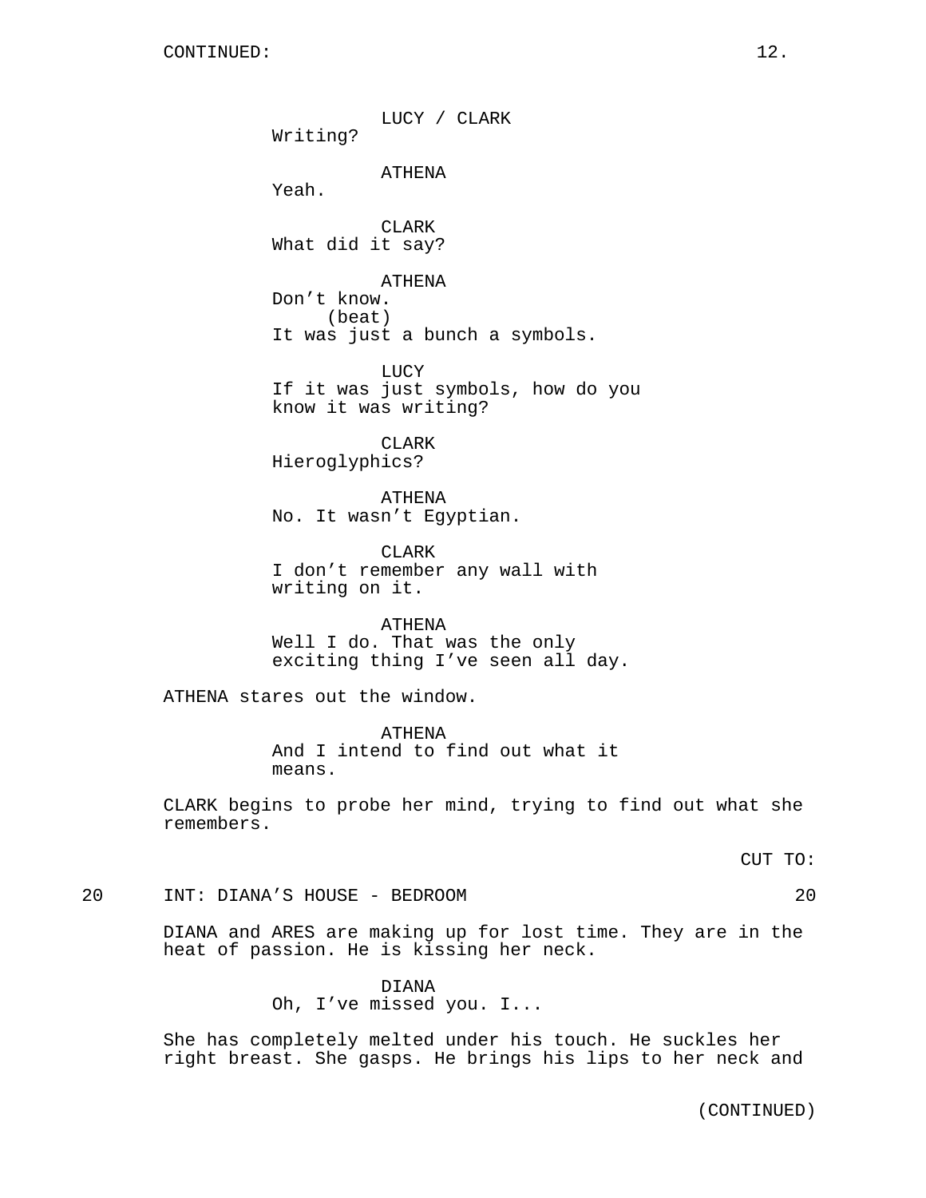CONTINUED:

LUCY / CLARK
Writing?

ATHENA
Yeah.

CLARK
What did it say?

ATHENA
Don't know.
(beat)
It was just a bunch a symbols.

LUCY
If it was just symbols, how do you know it was writing?

CLARK
Hieroglyphics?

ATHENA
No. It wasn't Egyptian.

CLARK
I don't remember any wall with writing on it.

ATHENA
Well I do. That was the only exciting thing I've seen all day.

ATHENA stares out the window.

ATHENA
And I intend to find out what it means.

CLARK begins to probe her mind, trying to find out what she remembers.

CUT TO:

20 INT: DIANA'S HOUSE - BEDROOM 20

DIANA and ARES are making up for lost time. They are in the heat of passion. He is kissing her neck.

DIANA
Oh, I've missed you. I...

She has completely melted under his touch. He suckles her right breast. She gasps. He brings his lips to her neck and

(CONTINUED)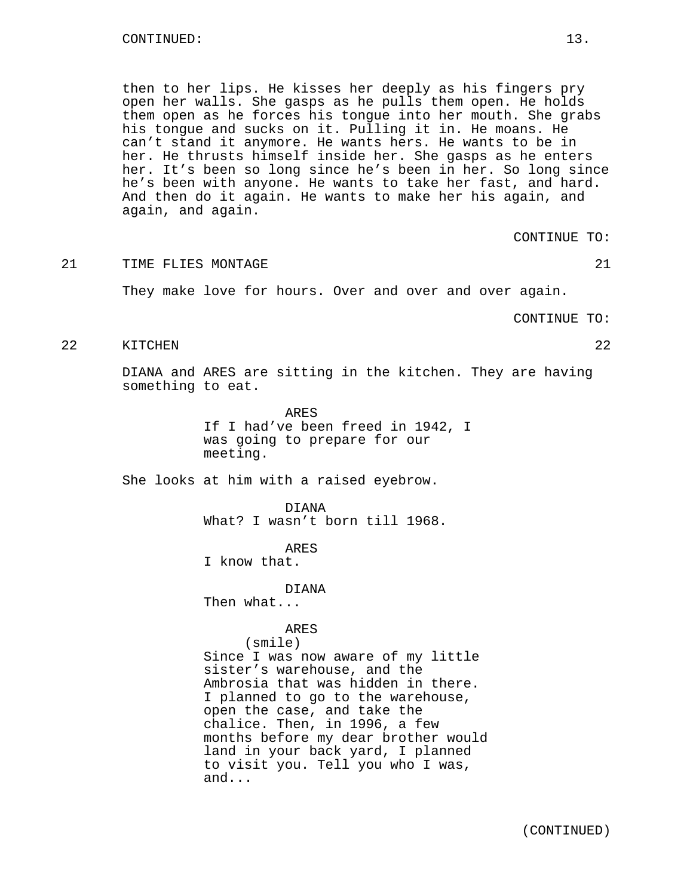CONTINUED:

then to her lips. He kisses her deeply as his fingers pry open her walls. She gasps as he pulls them open. He holds them open as he forces his tongue into her mouth. She grabs his tongue and sucks on it. Pulling it in. He moans. He can't stand it anymore. He wants hers. He wants to be in her. He thrusts himself inside her. She gasps as he enters her. It's been so long since he's been in her. So long since he's been with anyone. He wants to take her fast, and hard. And then do it again. He wants to make her his again, and again, and again.

CONTINUE TO:

21 TIME FLIES MONTAGE 21

They make love for hours. Over and over and over again.

CONTINUE TO:

22 KITCHEN 22

DIANA and ARES are sitting in the kitchen. They are having something to eat.

ARES
If I had've been freed in 1942, I was going to prepare for our meeting.

She looks at him with a raised eyebrow.

DIANA
What? I wasn't born till 1968.

ARES
I know that.

DIANA
Then what...

ARES
(smile)
Since I was now aware of my little sister's warehouse, and the Ambrosia that was hidden in there. I planned to go to the warehouse, open the case, and take the chalice. Then, in 1996, a few months before my dear brother would land in your back yard, I planned to visit you. Tell you who I was, and...

(CONTINUED)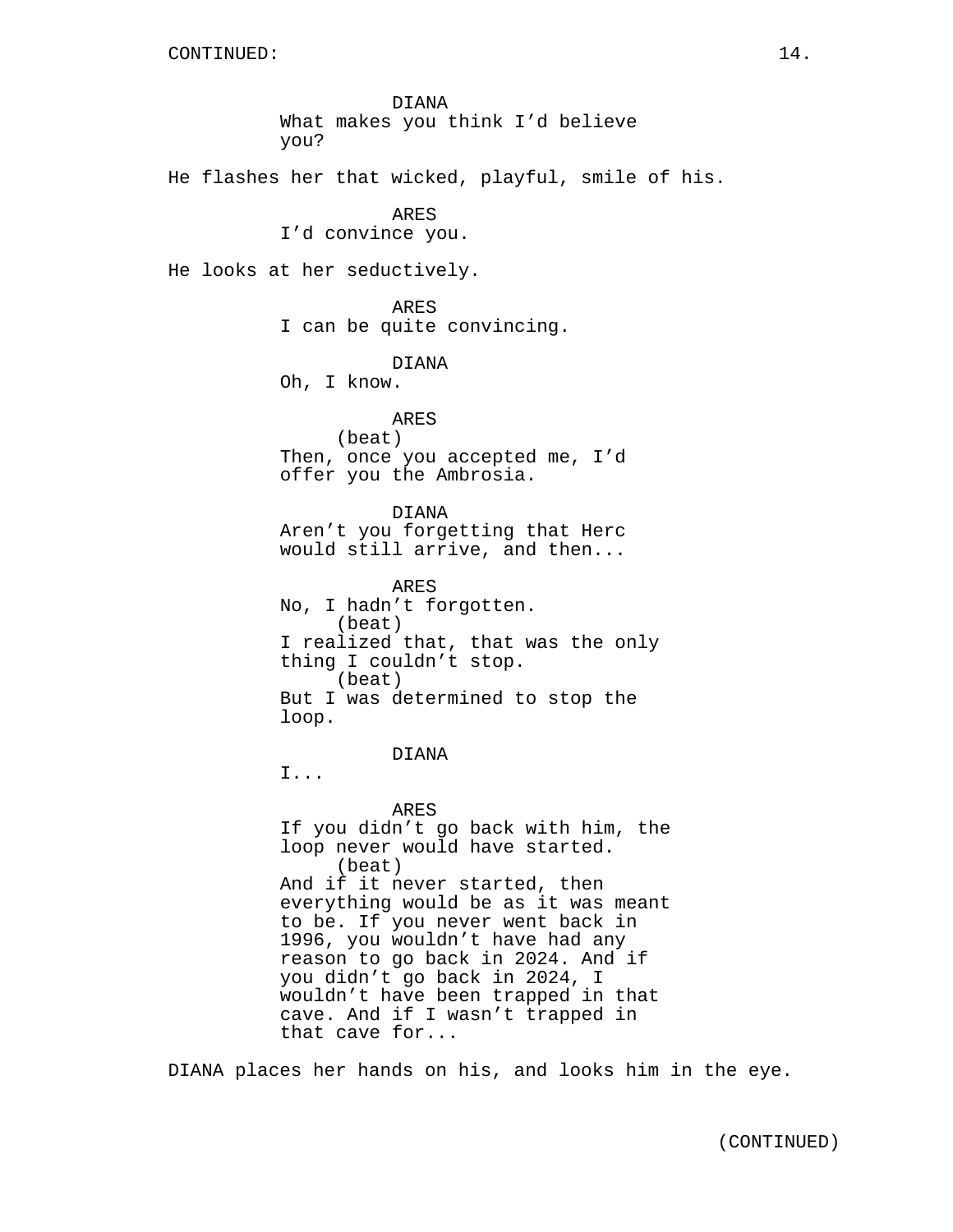DIANA
What makes you think I'd believe you?

He flashes her that wicked, playful, smile of his.

ARES
I'd convince you.

He looks at her seductively.

ARES
I can be quite convincing.

DIANA
Oh, I know.

ARES
(beat)
Then, once you accepted me, I'd offer you the Ambrosia.

DIANA
Aren't you forgetting that Herc would still arrive, and then...

ARES
No, I hadn't forgotten.
(beat)
I realized that, that was the only thing I couldn't stop.
(beat)
But I was determined to stop the loop.

DIANA
I...

ARES
If you didn't go back with him, the loop never would have started.
(beat)
And if it never started, then everything would be as it was meant to be. If you never went back in 1996, you wouldn't have had any reason to go back in 2024. And if you didn't go back in 2024, I wouldn't have been trapped in that cave. And if I wasn't trapped in that cave for...

DIANA places her hands on his, and looks him in the eye.

(CONTINUED)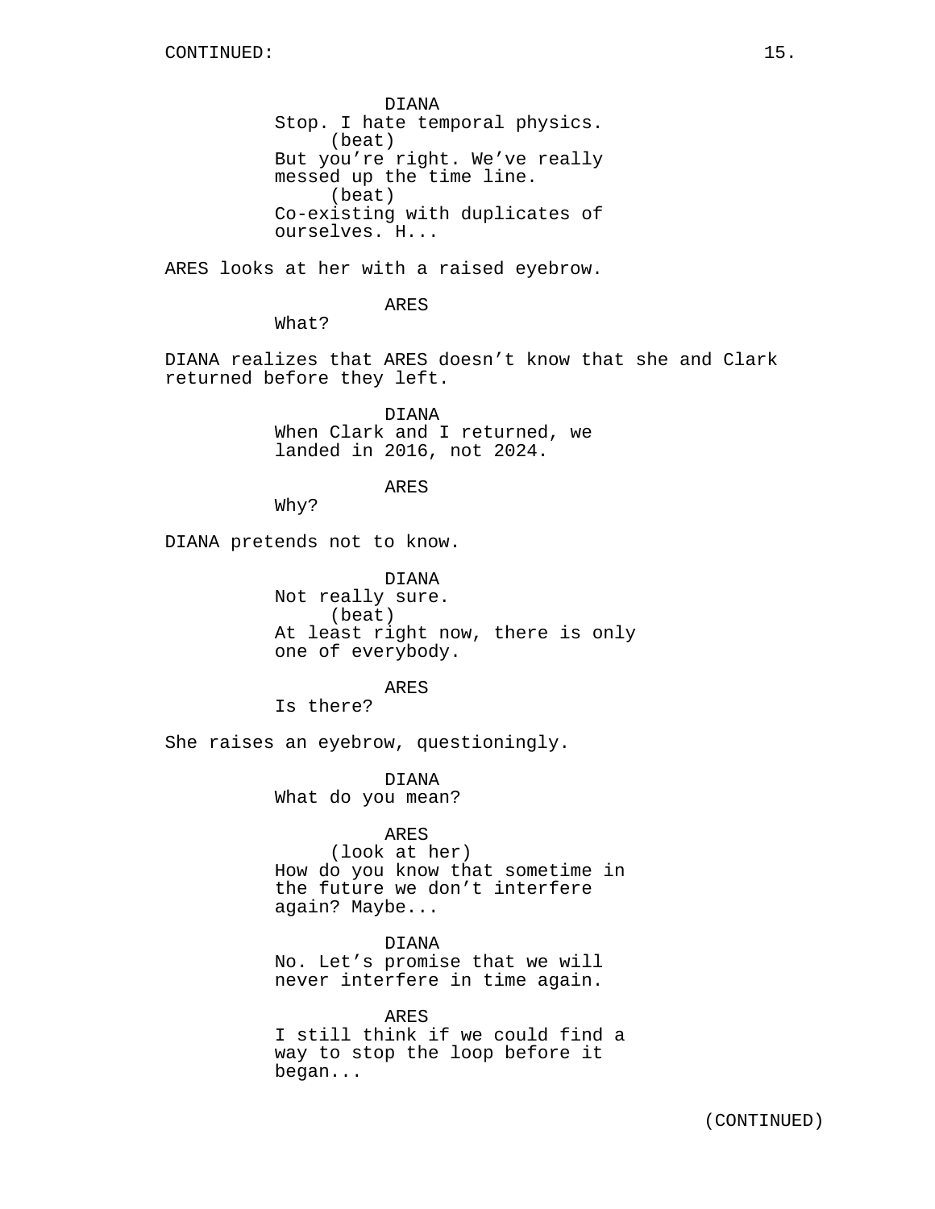DIANA
Stop. I hate temporal physics.
(beat)
But you're right. We've really messed up the time line.
(beat)
Co-existing with duplicates of ourselves. H...

ARES looks at her with a raised eyebrow.

ARES
What?

DIANA realizes that ARES doesn't know that she and Clark returned before they left.

DIANA
When Clark and I returned, we landed in 2016, not 2024.

ARES
Why?

DIANA pretends not to know.

DIANA
Not really sure.
(beat)
At least right now, there is only one of everybody.

ARES
Is there?

She raises an eyebrow, questioningly.

DIANA
What do you mean?

ARES
(look at her)
How do you know that sometime in the future we don't interfere again? Maybe...

DIANA
No. Let's promise that we will never interfere in time again.

ARES
I still think if we could find a way to stop the loop before it began...

(CONTINUED)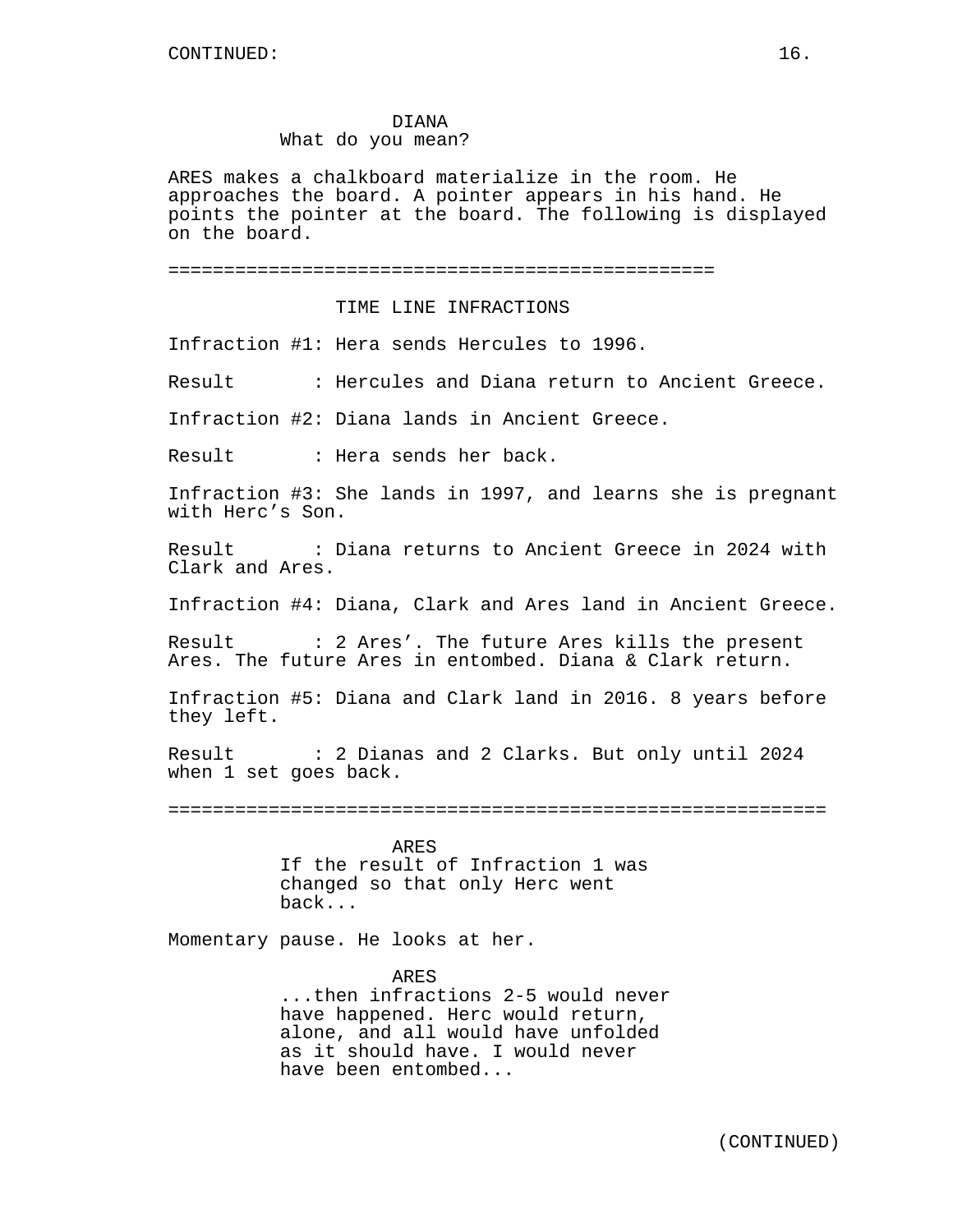DIANA
What do you mean?

ARES makes a chalkboard materialize in the room. He approaches the board. A pointer appears in his hand. He points the pointer at the board. The following is displayed on the board.

================================================

TIME LINE INFRACTIONS

Infraction #1: Hera sends Hercules to 1996.

Result : Hercules and Diana return to Ancient Greece.

Infraction #2: Diana lands in Ancient Greece.

Result : Hera sends her back.

Infraction #3: She lands in 1997, and learns she is pregnant with Herc's Son.

Result : Diana returns to Ancient Greece in 2024 with Clark and Ares.

Infraction #4: Diana, Clark and Ares land in Ancient Greece.

Result : 2 Ares'. The future Ares kills the present Ares. The future Ares in entombed. Diana & Clark return.

Infraction #5: Diana and Clark land in 2016. 8 years before they left.

Result : 2 Dianas and 2 Clarks. But only until 2024 when 1 set goes back.

==========================================================

ARES
If the result of Infraction 1 was changed so that only Herc went back...

Momentary pause. He looks at her.

ARES
...then infractions 2-5 would never have happened. Herc would return, alone, and all would have unfolded as it should have. I would never have been entombed...

(CONTINUED)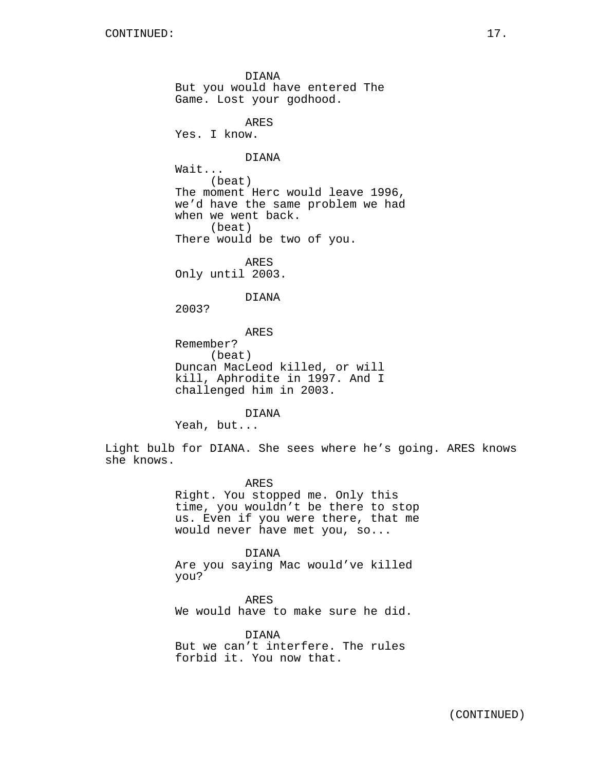DIANA
But you would have entered The Game. Lost your godhood.

ARES
Yes. I know.

DIANA
Wait...
(beat)
The moment Herc would leave 1996, we'd have the same problem we had when we went back.
(beat)
There would be two of you.

ARES
Only until 2003.

DIANA
2003?

ARES
Remember?
(beat)
Duncan MacLeod killed, or will kill, Aphrodite in 1997. And I challenged him in 2003.

DIANA
Yeah, but...

Light bulb for DIANA. She sees where he's going. ARES knows she knows.

ARES
Right. You stopped me. Only this time, you wouldn't be there to stop us. Even if you were there, that me would never have met you, so...

DIANA
Are you saying Mac would've killed you?

ARES
We would have to make sure he did.

DIANA
But we can't interfere. The rules forbid it. You now that.

(CONTINUED)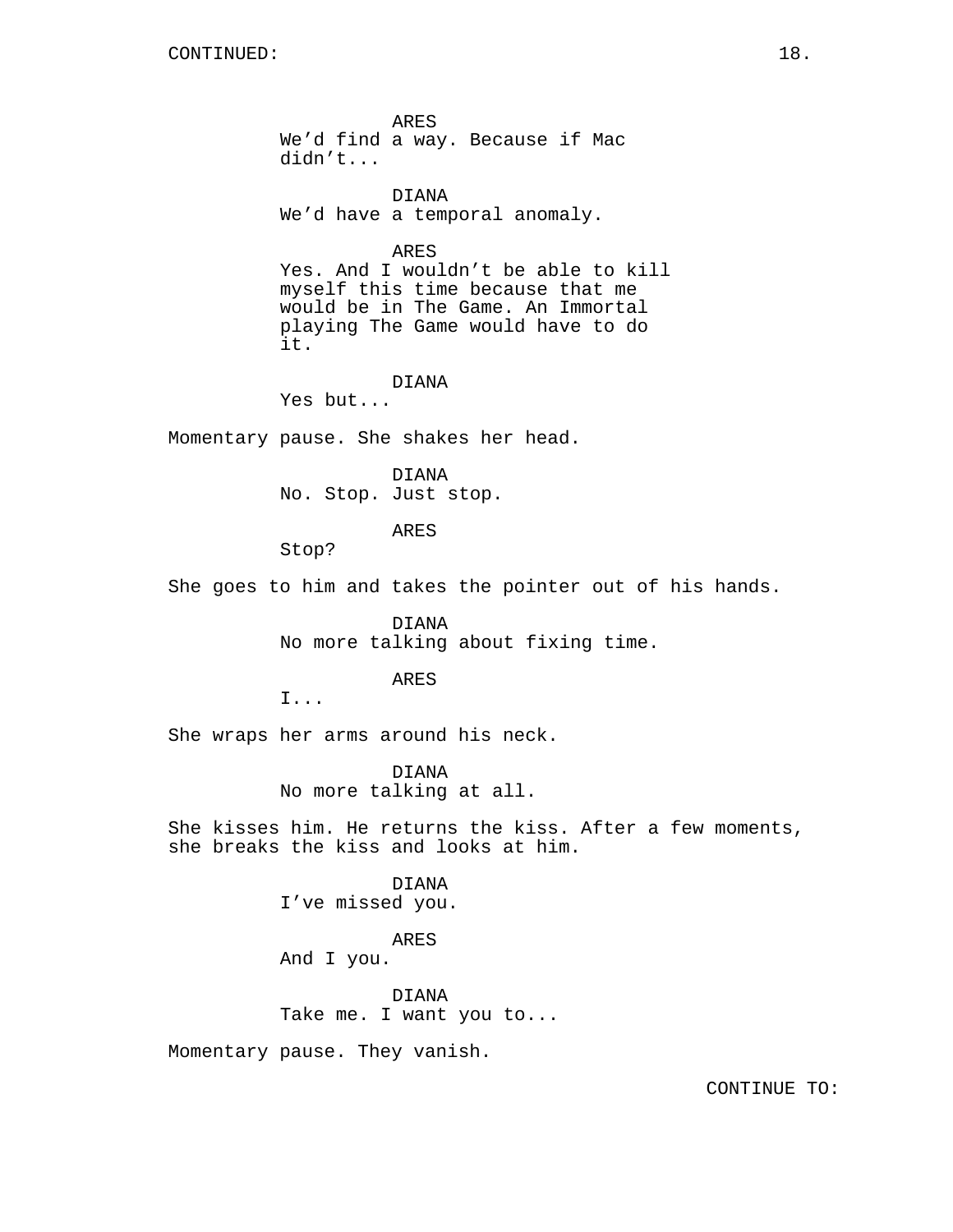ARES
We'd find a way. Because if Mac didn't...

DIANA
We'd have a temporal anomaly.

ARES
Yes. And I wouldn't be able to kill myself this time because that me would be in The Game. An Immortal playing The Game would have to do it.

DIANA
Yes but...

Momentary pause. She shakes her head.

DIANA
No. Stop. Just stop.

ARES
Stop?

She goes to him and takes the pointer out of his hands.

DIANA
No more talking about fixing time.

ARES
I...

She wraps her arms around his neck.

DIANA
No more talking at all.

She kisses him. He returns the kiss. After a few moments, she breaks the kiss and looks at him.

DIANA
I've missed you.

ARES
And I you.

DIANA
Take me. I want you to...

Momentary pause. They vanish.

CONTINUE TO: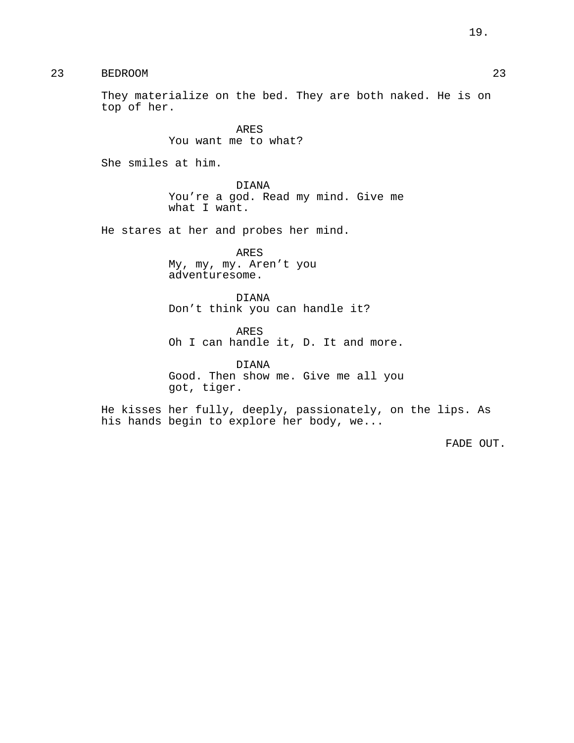23 BEDROOM 23

They materialize on the bed. They are both naked. He is on top of her.

ARES
You want me to what?

She smiles at him.

DIANA
You’re a god. Read my mind. Give me what I want.

He stares at her and probes her mind.

ARES
My, my, my. Aren’t you adventuresome.

DIANA
Don’t think you can handle it?

ARES
Oh I can handle it, D. It and more.

DIANA
Good. Then show me. Give me all you got, tiger.

He kisses her fully, deeply, passionately, on the lips. As his hands begin to explore her body, we...

FADE OUT.